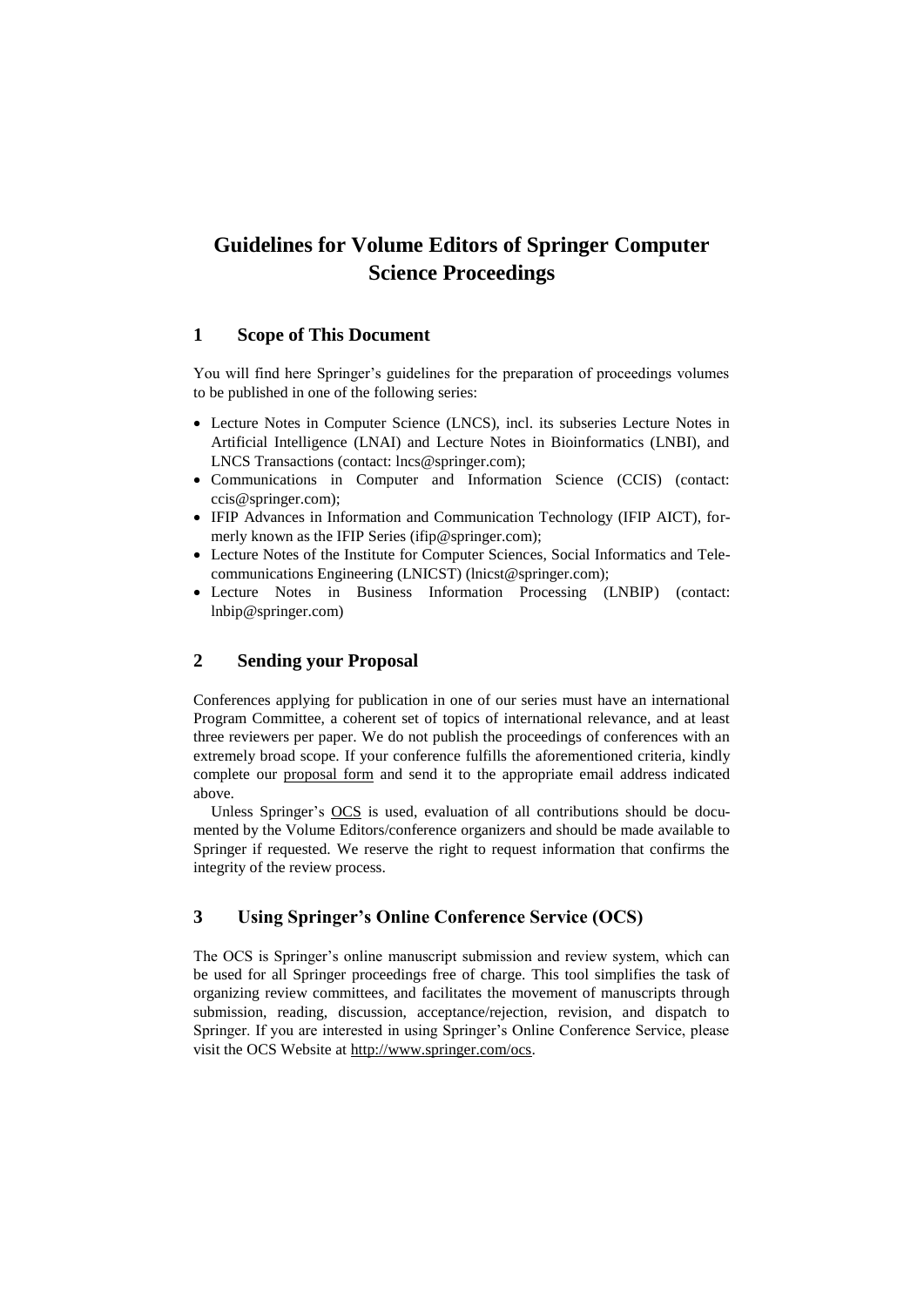# Guidelines for Volume Editors of Springer Computer Science Proceedings

## 1 Scope of This Document

You will find here Springer's guidelines for the preparation of proceedings volumes to be published in one of the following series:

- Lecture Notes in Computer Science (LNCS), incl. its subseries Lecture Notes in Artificial Intelligence (LNAI) and Lecture Notes in Bioinformatics (LNBI), and LNCS Transactions (contact: lncs@springer.com);
- Communications in Computer and Information Science (CCIS) (contact: ccis@springer.com);
- IFIP Advances in Information and Communication Technology (IFIP AICT), formerly known as the IFIP Series (ifip@springer.com);
- Lecture Notes of the Institute for Computer Sciences, Social Informatics and Telecommunications Engineering (LNICST) (lnicst@springer.com);
- Lecture Notes in Business Information Processing (LNBIP) (contact: lnbip@springer.com)

## 2 Sending your Proposal

Conferences applying for publication in one of our series must have an international Program Committee, a coherent set of topics of international relevance, and at least three reviewers per paper. We do not publish the proceedings of conferences with an extremely broad scope. If your conference fulfills the aforementioned criteria, kindly complete our proposal form and send it to the appropriate email address indicated above.

Unless Springer's OCS is used, evaluation of all contributions should be documented by the Volume Editors/conference organizers and should be made available to Springer if requested. We reserve the right to request information that confirms the integrity of the review process.

## 3 Using Springer's Online Conference Service (OCS)

The OCS is Springer's online manuscript submission and review system, which can be used for all Springer proceedings free of charge. This tool simplifies the task of organizing review committees, and facilitates the movement of manuscripts through submission, reading, discussion, acceptance/rejection, revision, and dispatch to Springer. If you are interested in using Springer's Online Conference Service, please visit the OCS Website at http://www.springer.com/ocs.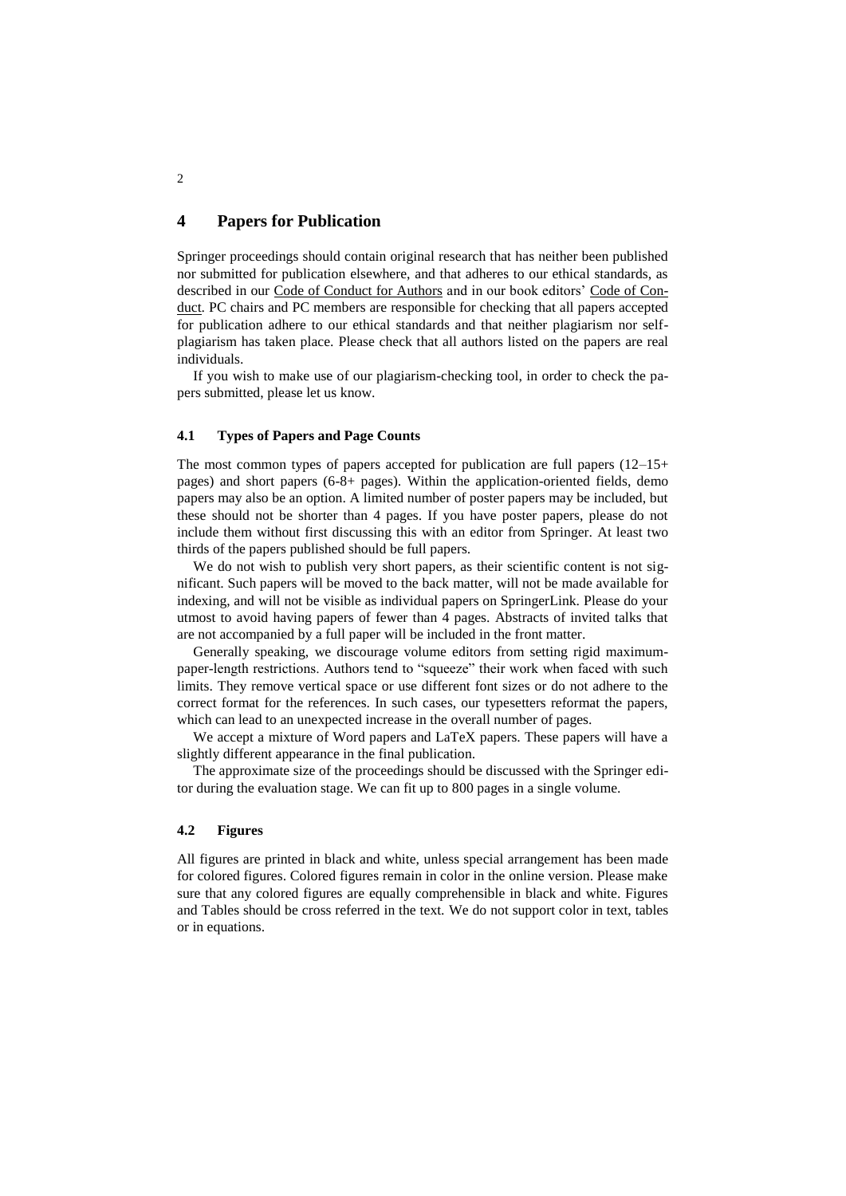## 4 Papers for Publication

Springer proceedings should contain original research that has neither been published nor submitted for publication elsewhere, and that adheres to our ethical standards, as described in our Code of Conduct for Authors and in our book editors' Code of Conduct. PC chairs and PC members are responsible for checking that all papers accepted for publication adhere to our ethical standards and that neither plagiarism nor self-plagiarism has taken place. Please check that all authors listed on the papers are real individuals.

If you wish to make use of our plagiarism-checking tool, in order to check the papers submitted, please let us know.

### 4.1 Types of Papers and Page Counts

The most common types of papers accepted for publication are full papers (12–15+ pages) and short papers (6-8+ pages). Within the application-oriented fields, demo papers may also be an option. A limited number of poster papers may be included, but these should not be shorter than 4 pages. If you have poster papers, please do not include them without first discussing this with an editor from Springer. At least two thirds of the papers published should be full papers.

We do not wish to publish very short papers, as their scientific content is not significant. Such papers will be moved to the back matter, will not be made available for indexing, and will not be visible as individual papers on SpringerLink. Please do your utmost to avoid having papers of fewer than 4 pages. Abstracts of invited talks that are not accompanied by a full paper will be included in the front matter.

Generally speaking, we discourage volume editors from setting rigid maximum-paper-length restrictions. Authors tend to "squeeze" their work when faced with such limits. They remove vertical space or use different font sizes or do not adhere to the correct format for the references. In such cases, our typesetters reformat the papers, which can lead to an unexpected increase in the overall number of pages.

We accept a mixture of Word papers and LaTeX papers. These papers will have a slightly different appearance in the final publication.

The approximate size of the proceedings should be discussed with the Springer editor during the evaluation stage. We can fit up to 800 pages in a single volume.

### 4.2 Figures

All figures are printed in black and white, unless special arrangement has been made for colored figures. Colored figures remain in color in the online version. Please make sure that any colored figures are equally comprehensible in black and white. Figures and Tables should be cross referred in the text. We do not support color in text, tables or in equations.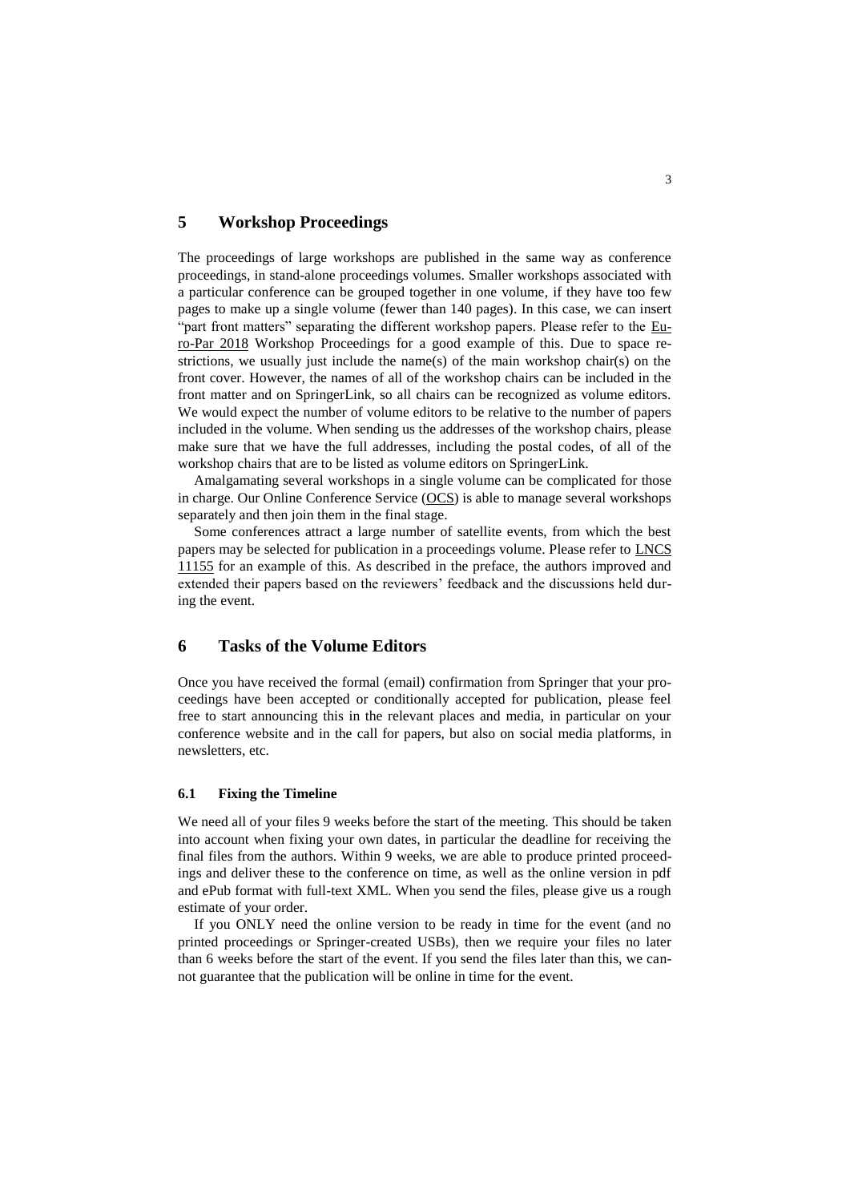## 5 Workshop Proceedings

The proceedings of large workshops are published in the same way as conference proceedings, in stand-alone proceedings volumes. Smaller workshops associated with a particular conference can be grouped together in one volume, if they have too few pages to make up a single volume (fewer than 140 pages). In this case, we can insert "part front matters" separating the different workshop papers. Please refer to the Euro-Par 2018 Workshop Proceedings for a good example of this. Due to space restrictions, we usually just include the name(s) of the main workshop chair(s) on the front cover. However, the names of all of the workshop chairs can be included in the front matter and on SpringerLink, so all chairs can be recognized as volume editors. We would expect the number of volume editors to be relative to the number of papers included in the volume. When sending us the addresses of the workshop chairs, please make sure that we have the full addresses, including the postal codes, of all of the workshop chairs that are to be listed as volume editors on SpringerLink.

Amalgamating several workshops in a single volume can be complicated for those in charge. Our Online Conference Service (OCS) is able to manage several workshops separately and then join them in the final stage.

Some conferences attract a large number of satellite events, from which the best papers may be selected for publication in a proceedings volume. Please refer to LNCS 11155 for an example of this. As described in the preface, the authors improved and extended their papers based on the reviewers' feedback and the discussions held during the event.

## 6 Tasks of the Volume Editors

Once you have received the formal (email) confirmation from Springer that your proceedings have been accepted or conditionally accepted for publication, please feel free to start announcing this in the relevant places and media, in particular on your conference website and in the call for papers, but also on social media platforms, in newsletters, etc.

### 6.1 Fixing the Timeline

We need all of your files 9 weeks before the start of the meeting. This should be taken into account when fixing your own dates, in particular the deadline for receiving the final files from the authors. Within 9 weeks, we are able to produce printed proceedings and deliver these to the conference on time, as well as the online version in pdf and ePub format with full-text XML. When you send the files, please give us a rough estimate of your order.

If you ONLY need the online version to be ready in time for the event (and no printed proceedings or Springer-created USBs), then we require your files no later than 6 weeks before the start of the event. If you send the files later than this, we cannot guarantee that the publication will be online in time for the event.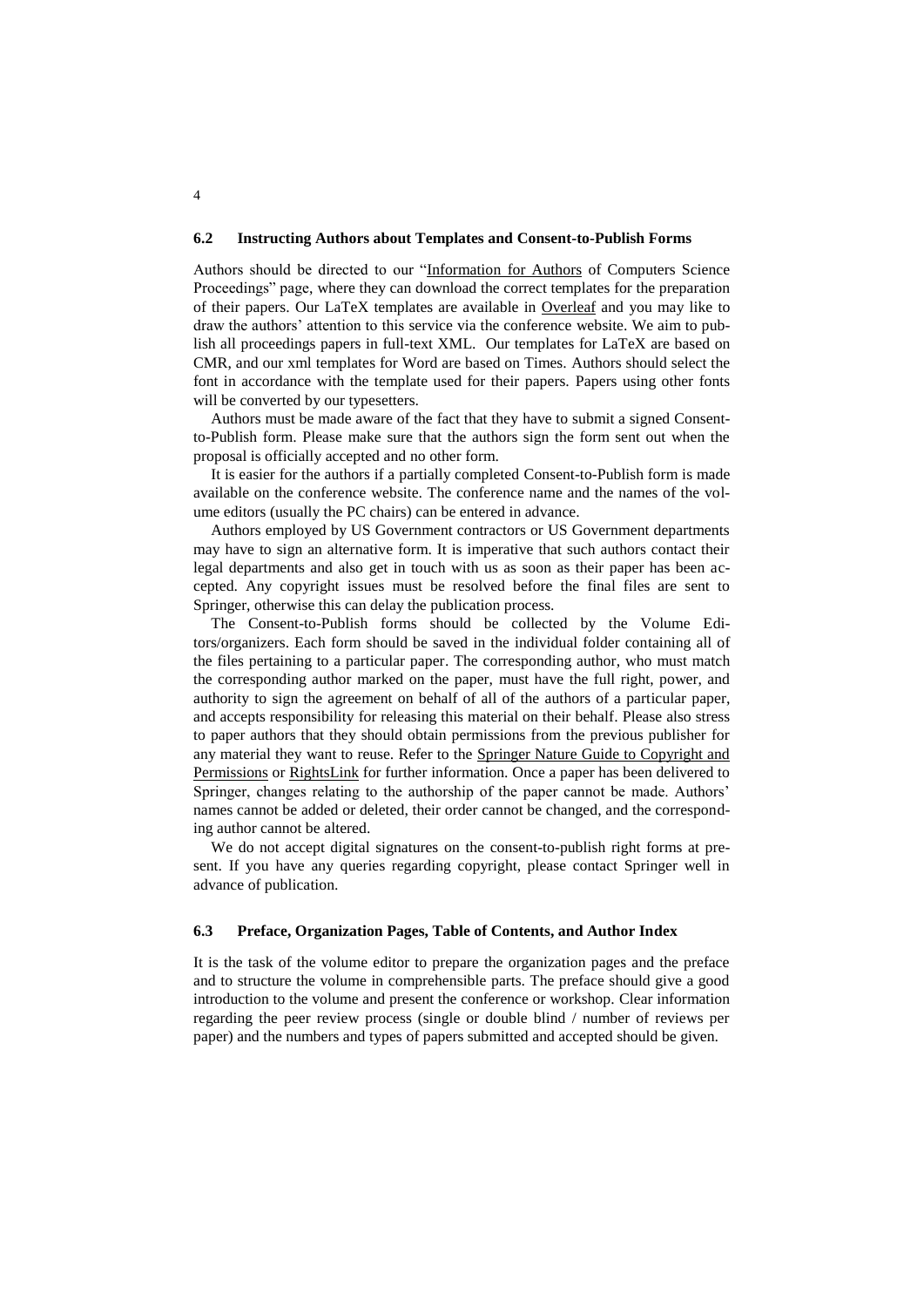### 6.2 Instructing Authors about Templates and Consent-to-Publish Forms

Authors should be directed to our "Information for Authors of Computers Science Proceedings" page, where they can download the correct templates for the preparation of their papers. Our LaTeX templates are available in Overleaf and you may like to draw the authors' attention to this service via the conference website. We aim to publish all proceedings papers in full-text XML. Our templates for LaTeX are based on CMR, and our xml templates for Word are based on Times. Authors should select the font in accordance with the template used for their papers. Papers using other fonts will be converted by our typesetters.

Authors must be made aware of the fact that they have to submit a signed Consent-to-Publish form. Please make sure that the authors sign the form sent out when the proposal is officially accepted and no other form.

It is easier for the authors if a partially completed Consent-to-Publish form is made available on the conference website. The conference name and the names of the volume editors (usually the PC chairs) can be entered in advance.

Authors employed by US Government contractors or US Government departments may have to sign an alternative form. It is imperative that such authors contact their legal departments and also get in touch with us as soon as their paper has been accepted. Any copyright issues must be resolved before the final files are sent to Springer, otherwise this can delay the publication process.

The Consent-to-Publish forms should be collected by the Volume Editors/organizers. Each form should be saved in the individual folder containing all of the files pertaining to a particular paper. The corresponding author, who must match the corresponding author marked on the paper, must have the full right, power, and authority to sign the agreement on behalf of all of the authors of a particular paper, and accepts responsibility for releasing this material on their behalf. Please also stress to paper authors that they should obtain permissions from the previous publisher for any material they want to reuse. Refer to the Springer Nature Guide to Copyright and Permissions or RightsLink for further information. Once a paper has been delivered to Springer, changes relating to the authorship of the paper cannot be made. Authors' names cannot be added or deleted, their order cannot be changed, and the corresponding author cannot be altered.

We do not accept digital signatures on the consent-to-publish right forms at present. If you have any queries regarding copyright, please contact Springer well in advance of publication.

### 6.3 Preface, Organization Pages, Table of Contents, and Author Index

It is the task of the volume editor to prepare the organization pages and the preface and to structure the volume in comprehensible parts. The preface should give a good introduction to the volume and present the conference or workshop. Clear information regarding the peer review process (single or double blind / number of reviews per paper) and the numbers and types of papers submitted and accepted should be given.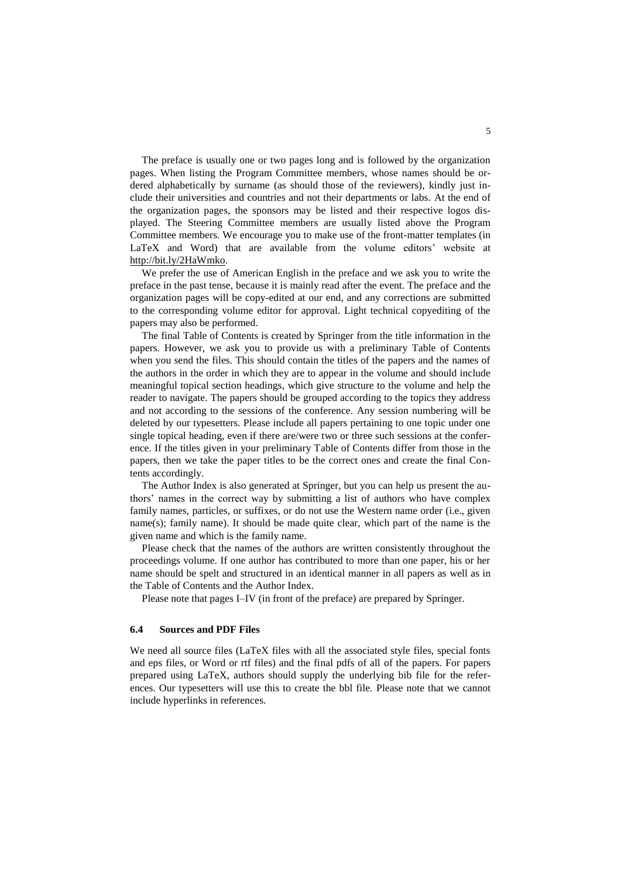The preface is usually one or two pages long and is followed by the organization pages. When listing the Program Committee members, whose names should be ordered alphabetically by surname (as should those of the reviewers), kindly just include their universities and countries and not their departments or labs. At the end of the organization pages, the sponsors may be listed and their respective logos displayed. The Steering Committee members are usually listed above the Program Committee members. We encourage you to make use of the front-matter templates (in LaTeX and Word) that are available from the volume editors' website at http://bit.ly/2HaWmko.

We prefer the use of American English in the preface and we ask you to write the preface in the past tense, because it is mainly read after the event. The preface and the organization pages will be copy-edited at our end, and any corrections are submitted to the corresponding volume editor for approval. Light technical copyediting of the papers may also be performed.

The final Table of Contents is created by Springer from the title information in the papers. However, we ask you to provide us with a preliminary Table of Contents when you send the files. This should contain the titles of the papers and the names of the authors in the order in which they are to appear in the volume and should include meaningful topical section headings, which give structure to the volume and help the reader to navigate. The papers should be grouped according to the topics they address and not according to the sessions of the conference. Any session numbering will be deleted by our typesetters. Please include all papers pertaining to one topic under one single topical heading, even if there are/were two or three such sessions at the conference. If the titles given in your preliminary Table of Contents differ from those in the papers, then we take the paper titles to be the correct ones and create the final Contents accordingly.

The Author Index is also generated at Springer, but you can help us present the authors' names in the correct way by submitting a list of authors who have complex family names, particles, or suffixes, or do not use the Western name order (i.e., given name(s); family name). It should be made quite clear, which part of the name is the given name and which is the family name.

Please check that the names of the authors are written consistently throughout the proceedings volume. If one author has contributed to more than one paper, his or her name should be spelt and structured in an identical manner in all papers as well as in the Table of Contents and the Author Index.

Please note that pages I–IV (in front of the preface) are prepared by Springer.

### 6.4 Sources and PDF Files

We need all source files (LaTeX files with all the associated style files, special fonts and eps files, or Word or rtf files) and the final pdfs of all of the papers. For papers prepared using LaTeX, authors should supply the underlying bib file for the references. Our typesetters will use this to create the bbl file. Please note that we cannot include hyperlinks in references.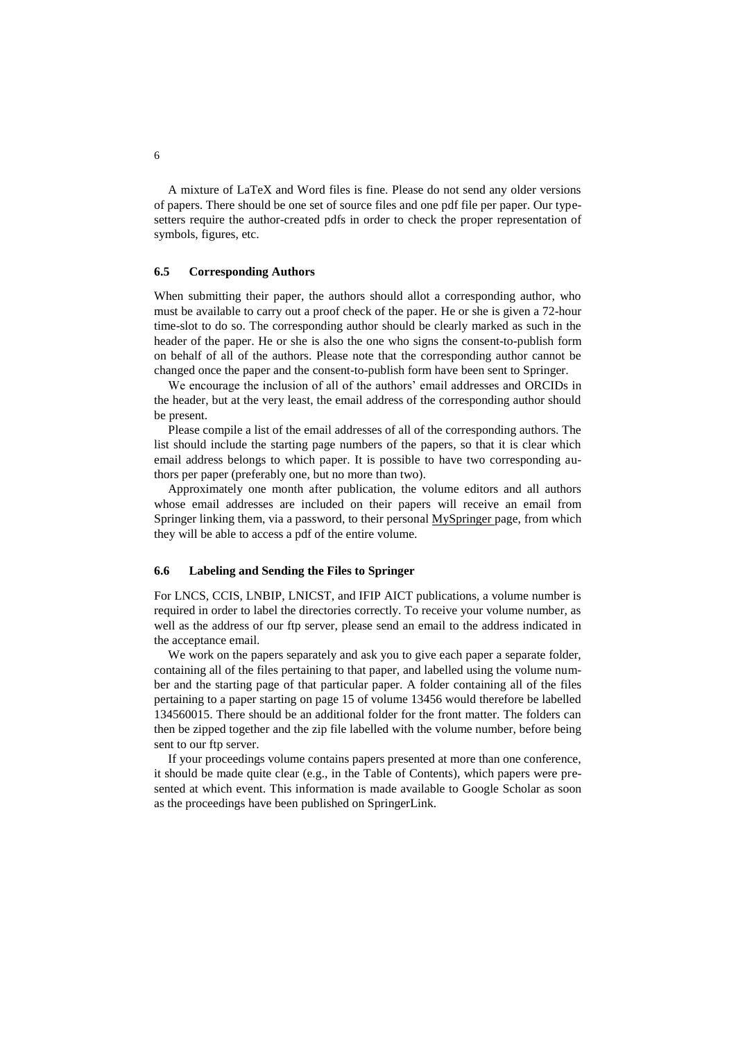A mixture of LaTeX and Word files is fine. Please do not send any older versions of papers. There should be one set of source files and one pdf file per paper. Our typesetters require the author-created pdfs in order to check the proper representation of symbols, figures, etc.

### 6.5 Corresponding Authors

When submitting their paper, the authors should allot a corresponding author, who must be available to carry out a proof check of the paper. He or she is given a 72-hour time-slot to do so. The corresponding author should be clearly marked as such in the header of the paper. He or she is also the one who signs the consent-to-publish form on behalf of all of the authors. Please note that the corresponding author cannot be changed once the paper and the consent-to-publish form have been sent to Springer.

We encourage the inclusion of all of the authors' email addresses and ORCIDs in the header, but at the very least, the email address of the corresponding author should be present.

Please compile a list of the email addresses of all of the corresponding authors. The list should include the starting page numbers of the papers, so that it is clear which email address belongs to which paper. It is possible to have two corresponding authors per paper (preferably one, but no more than two).

Approximately one month after publication, the volume editors and all authors whose email addresses are included on their papers will receive an email from Springer linking them, via a password, to their personal MySpringer page, from which they will be able to access a pdf of the entire volume.

### 6.6 Labeling and Sending the Files to Springer

For LNCS, CCIS, LNBIP, LNICST, and IFIP AICT publications, a volume number is required in order to label the directories correctly. To receive your volume number, as well as the address of our ftp server, please send an email to the address indicated in the acceptance email.

We work on the papers separately and ask you to give each paper a separate folder, containing all of the files pertaining to that paper, and labelled using the volume number and the starting page of that particular paper. A folder containing all of the files pertaining to a paper starting on page 15 of volume 13456 would therefore be labelled 134560015. There should be an additional folder for the front matter. The folders can then be zipped together and the zip file labelled with the volume number, before being sent to our ftp server.

If your proceedings volume contains papers presented at more than one conference, it should be made quite clear (e.g., in the Table of Contents), which papers were presented at which event. This information is made available to Google Scholar as soon as the proceedings have been published on SpringerLink.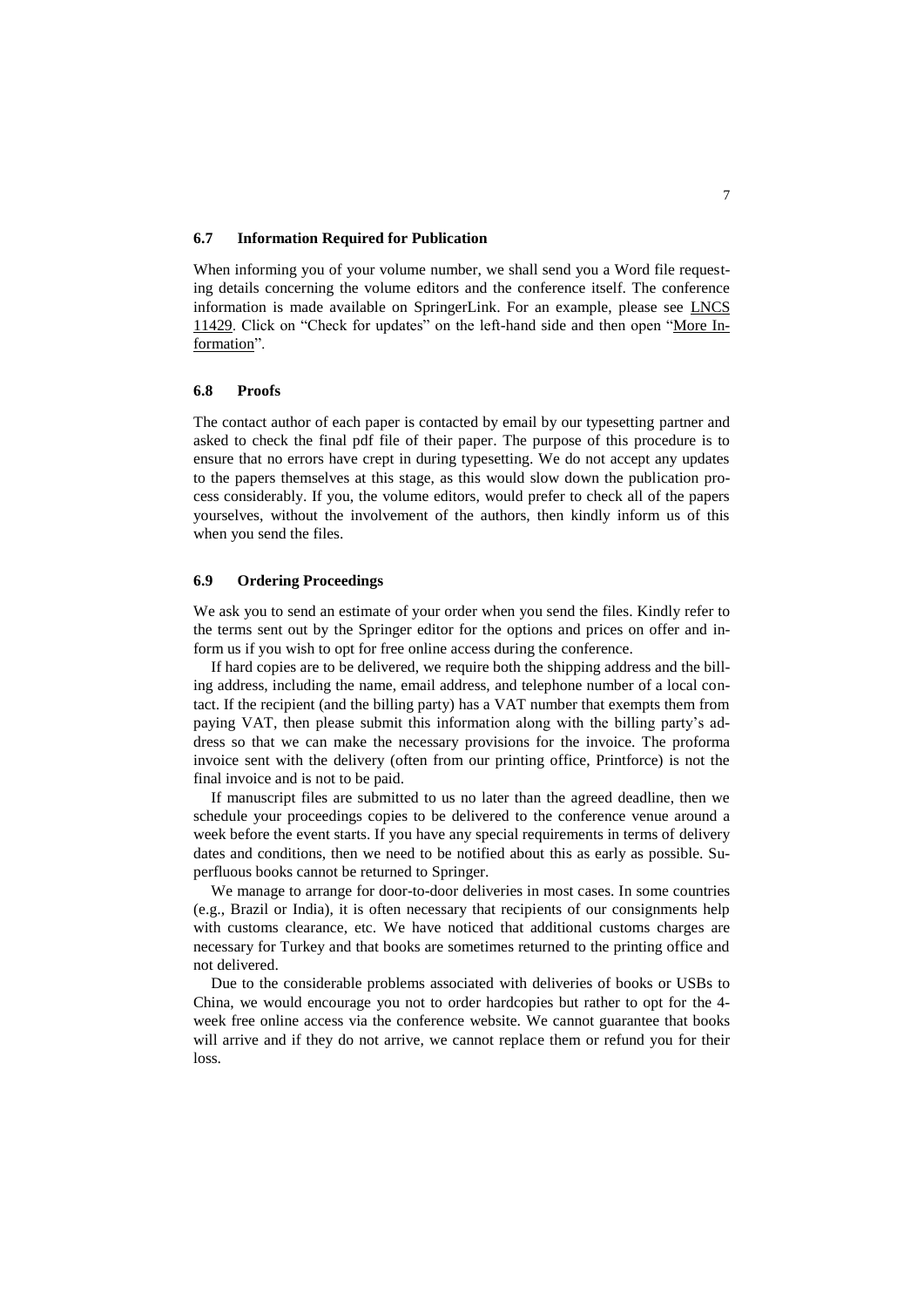### 6.7 Information Required for Publication

When informing you of your volume number, we shall send you a Word file requesting details concerning the volume editors and the conference itself. The conference information is made available on SpringerLink. For an example, please see LNCS 11429. Click on "Check for updates" on the left-hand side and then open "More Information".

### 6.8 Proofs

The contact author of each paper is contacted by email by our typesetting partner and asked to check the final pdf file of their paper. The purpose of this procedure is to ensure that no errors have crept in during typesetting. We do not accept any updates to the papers themselves at this stage, as this would slow down the publication process considerably. If you, the volume editors, would prefer to check all of the papers yourselves, without the involvement of the authors, then kindly inform us of this when you send the files.

### 6.9 Ordering Proceedings

We ask you to send an estimate of your order when you send the files. Kindly refer to the terms sent out by the Springer editor for the options and prices on offer and inform us if you wish to opt for free online access during the conference.

If hard copies are to be delivered, we require both the shipping address and the billing address, including the name, email address, and telephone number of a local contact. If the recipient (and the billing party) has a VAT number that exempts them from paying VAT, then please submit this information along with the billing party's address so that we can make the necessary provisions for the invoice. The proforma invoice sent with the delivery (often from our printing office, Printforce) is not the final invoice and is not to be paid.

If manuscript files are submitted to us no later than the agreed deadline, then we schedule your proceedings copies to be delivered to the conference venue around a week before the event starts. If you have any special requirements in terms of delivery dates and conditions, then we need to be notified about this as early as possible. Superfluous books cannot be returned to Springer.

We manage to arrange for door-to-door deliveries in most cases. In some countries (e.g., Brazil or India), it is often necessary that recipients of our consignments help with customs clearance, etc. We have noticed that additional customs charges are necessary for Turkey and that books are sometimes returned to the printing office and not delivered.

Due to the considerable problems associated with deliveries of books or USBs to China, we would encourage you not to order hardcopies but rather to opt for the 4-week free online access via the conference website. We cannot guarantee that books will arrive and if they do not arrive, we cannot replace them or refund you for their loss.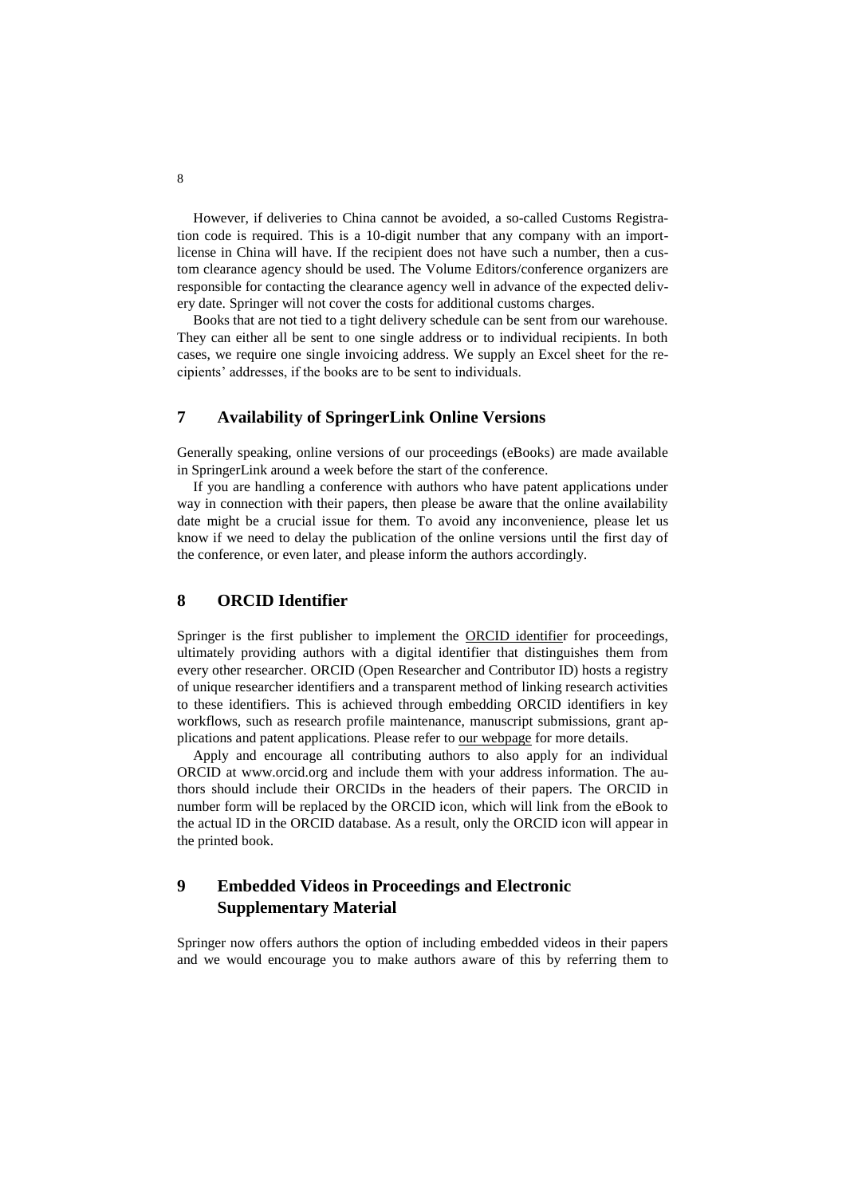However, if deliveries to China cannot be avoided, a so-called Customs Registration code is required. This is a 10-digit number that any company with an import-license in China will have. If the recipient does not have such a number, then a custom clearance agency should be used. The Volume Editors/conference organizers are responsible for contacting the clearance agency well in advance of the expected delivery date. Springer will not cover the costs for additional customs charges.

Books that are not tied to a tight delivery schedule can be sent from our warehouse. They can either all be sent to one single address or to individual recipients. In both cases, we require one single invoicing address. We supply an Excel sheet for the recipients' addresses, if the books are to be sent to individuals.

## 7 Availability of SpringerLink Online Versions

Generally speaking, online versions of our proceedings (eBooks) are made available in SpringerLink around a week before the start of the conference.

If you are handling a conference with authors who have patent applications under way in connection with their papers, then please be aware that the online availability date might be a crucial issue for them. To avoid any inconvenience, please let us know if we need to delay the publication of the online versions until the first day of the conference, or even later, and please inform the authors accordingly.

## 8 ORCID Identifier

Springer is the first publisher to implement the ORCID identifier for proceedings, ultimately providing authors with a digital identifier that distinguishes them from every other researcher. ORCID (Open Researcher and Contributor ID) hosts a registry of unique researcher identifiers and a transparent method of linking research activities to these identifiers. This is achieved through embedding ORCID identifiers in key workflows, such as research profile maintenance, manuscript submissions, grant applications and patent applications. Please refer to our webpage for more details.

Apply and encourage all contributing authors to also apply for an individual ORCID at www.orcid.org and include them with your address information. The authors should include their ORCIDs in the headers of their papers. The ORCID in number form will be replaced by the ORCID icon, which will link from the eBook to the actual ID in the ORCID database. As a result, only the ORCID icon will appear in the printed book.

## 9 Embedded Videos in Proceedings and Electronic Supplementary Material

Springer now offers authors the option of including embedded videos in their papers and we would encourage you to make authors aware of this by referring them to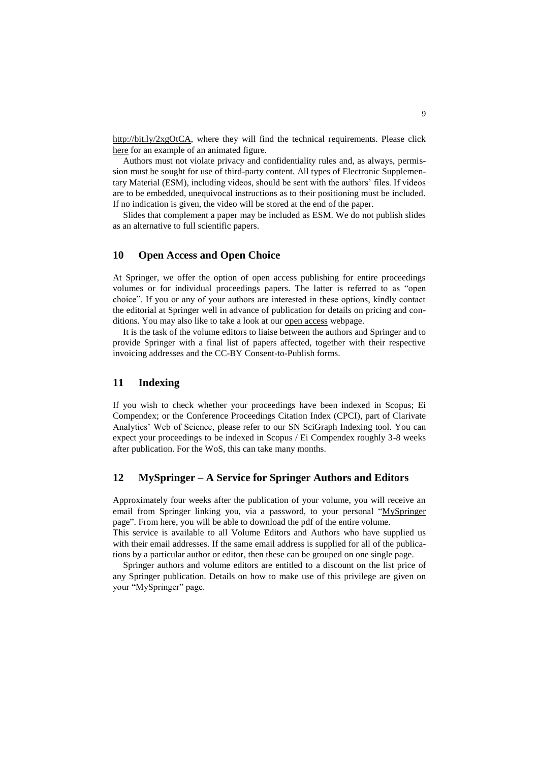http://bit.ly/2xgOtCA, where they will find the technical requirements. Please click here for an example of an animated figure.

Authors must not violate privacy and confidentiality rules and, as always, permission must be sought for use of third-party content. All types of Electronic Supplementary Material (ESM), including videos, should be sent with the authors' files. If videos are to be embedded, unequivocal instructions as to their positioning must be included. If no indication is given, the video will be stored at the end of the paper.

Slides that complement a paper may be included as ESM. We do not publish slides as an alternative to full scientific papers.

## 10 Open Access and Open Choice

At Springer, we offer the option of open access publishing for entire proceedings volumes or for individual proceedings papers. The latter is referred to as "open choice". If you or any of your authors are interested in these options, kindly contact the editorial at Springer well in advance of publication for details on pricing and conditions. You may also like to take a look at our open access webpage.

It is the task of the volume editors to liaise between the authors and Springer and to provide Springer with a final list of papers affected, together with their respective invoicing addresses and the CC-BY Consent-to-Publish forms.

## 11 Indexing

If you wish to check whether your proceedings have been indexed in Scopus; Ei Compendex; or the Conference Proceedings Citation Index (CPCI), part of Clarivate Analytics' Web of Science, please refer to our SN SciGraph Indexing tool. You can expect your proceedings to be indexed in Scopus / Ei Compendex roughly 3-8 weeks after publication. For the WoS, this can take many months.

## 12 MySpringer – A Service for Springer Authors and Editors

Approximately four weeks after the publication of your volume, you will receive an email from Springer linking you, via a password, to your personal "MySpringer page". From here, you will be able to download the pdf of the entire volume.
This service is available to all Volume Editors and Authors who have supplied us with their email addresses. If the same email address is supplied for all of the publications by a particular author or editor, then these can be grouped on one single page.

Springer authors and volume editors are entitled to a discount on the list price of any Springer publication. Details on how to make use of this privilege are given on your "MySpringer" page.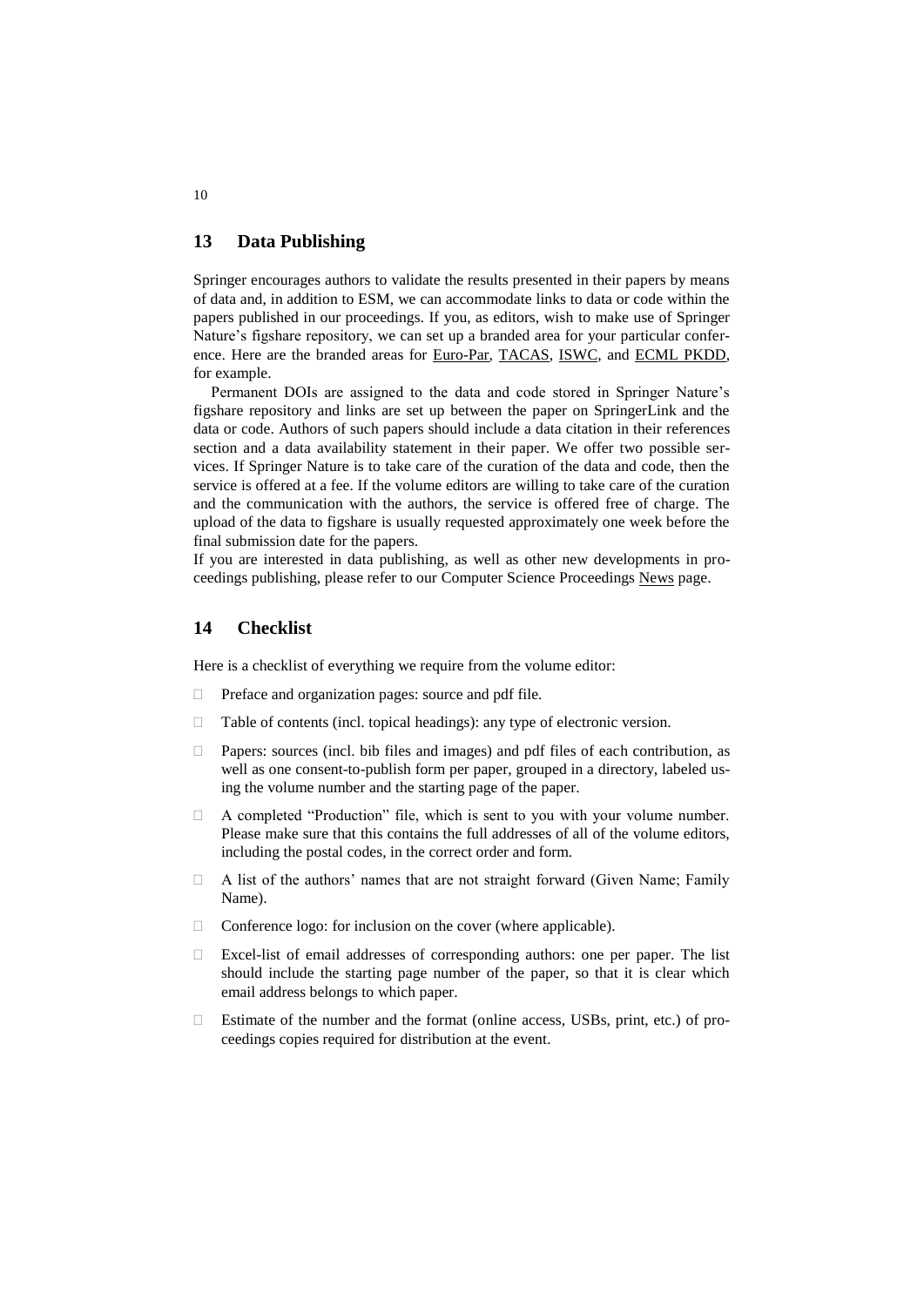## 13 Data Publishing

Springer encourages authors to validate the results presented in their papers by means of data and, in addition to ESM, we can accommodate links to data or code within the papers published in our proceedings. If you, as editors, wish to make use of Springer Nature's figshare repository, we can set up a branded area for your particular conference. Here are the branded areas for Euro-Par, TACAS, ISWC, and ECML PKDD, for example.

Permanent DOIs are assigned to the data and code stored in Springer Nature's figshare repository and links are set up between the paper on SpringerLink and the data or code. Authors of such papers should include a data citation in their references section and a data availability statement in their paper. We offer two possible services. If Springer Nature is to take care of the curation of the data and code, then the service is offered at a fee. If the volume editors are willing to take care of the curation and the communication with the authors, the service is offered free of charge. The upload of the data to figshare is usually requested approximately one week before the final submission date for the papers.

If you are interested in data publishing, as well as other new developments in proceedings publishing, please refer to our Computer Science Proceedings News page.

## 14 Checklist

Here is a checklist of everything we require from the volume editor:

- Preface and organization pages: source and pdf file.
- Table of contents (incl. topical headings): any type of electronic version.
- Papers: sources (incl. bib files and images) and pdf files of each contribution, as well as one consent-to-publish form per paper, grouped in a directory, labeled using the volume number and the starting page of the paper.
- A completed "Production" file, which is sent to you with your volume number. Please make sure that this contains the full addresses of all of the volume editors, including the postal codes, in the correct order and form.
- A list of the authors' names that are not straight forward (Given Name; Family Name).
- Conference logo: for inclusion on the cover (where applicable).
- Excel-list of email addresses of corresponding authors: one per paper. The list should include the starting page number of the paper, so that it is clear which email address belongs to which paper.
- Estimate of the number and the format (online access, USBs, print, etc.) of proceedings copies required for distribution at the event.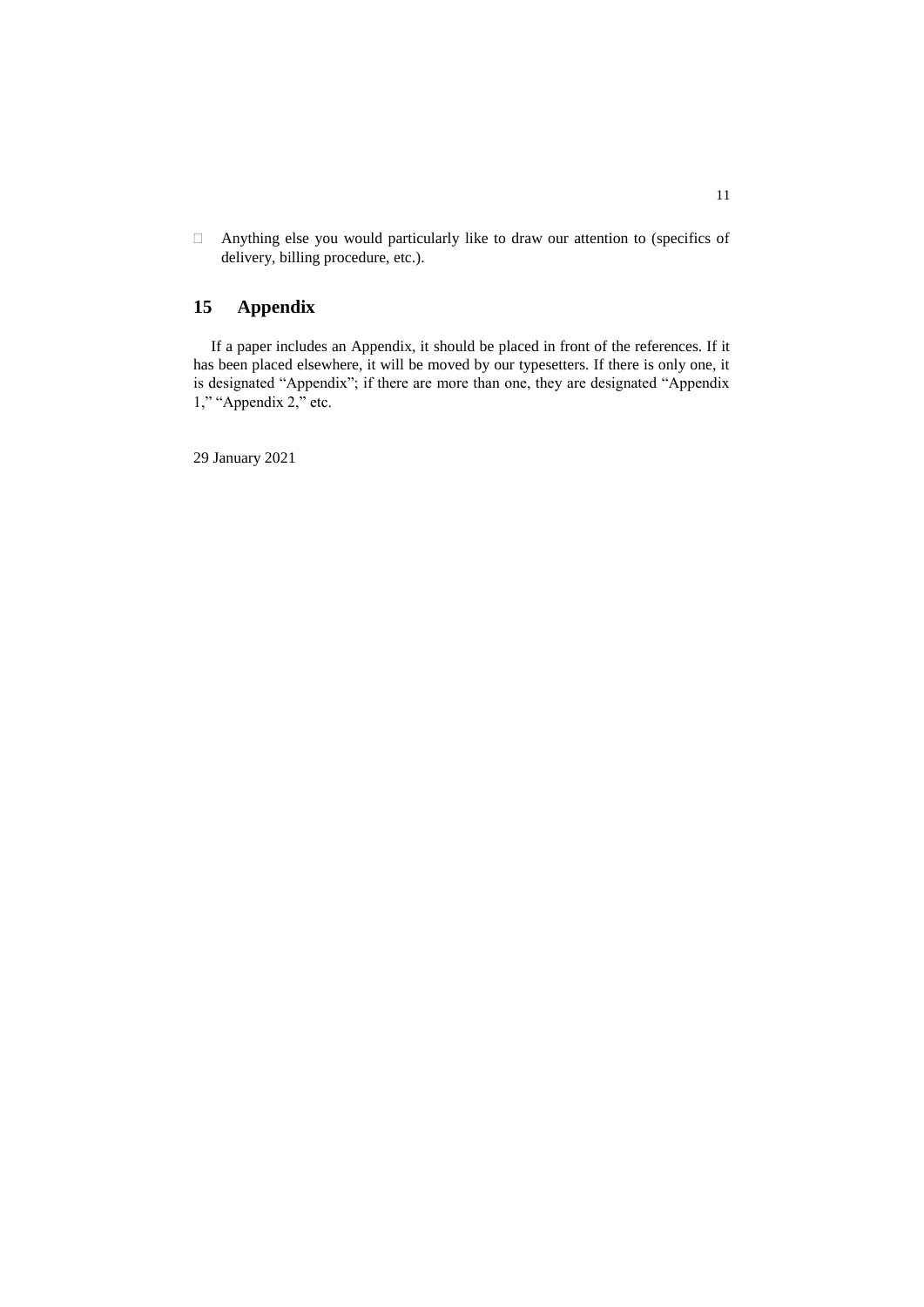- Anything else you would particularly like to draw our attention to (specifics of delivery, billing procedure, etc.).

## 15 Appendix

If a paper includes an Appendix, it should be placed in front of the references. If it has been placed elsewhere, it will be moved by our typesetters. If there is only one, it is designated "Appendix"; if there are more than one, they are designated "Appendix 1," "Appendix 2," etc.

29 January 2021